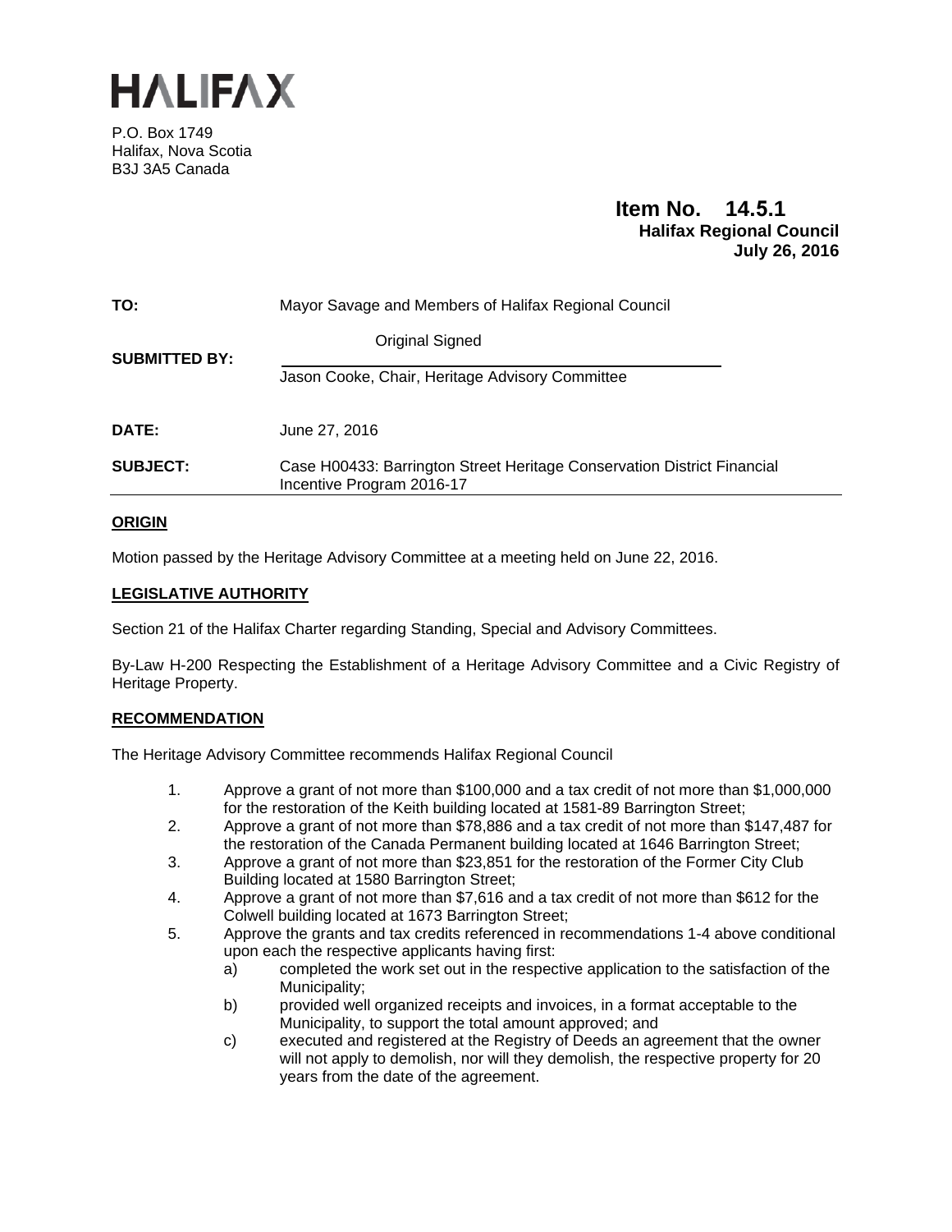# HALIFAX

P.O. Box 1749
Halifax, Nova Scotia
B3J 3A5 Canada

**Item No. 14.5.1**
**Halifax Regional Council**
**July 26, 2016**

| | |
|---|---|
| **TO:** | Mayor Savage and Members of Halifax Regional Council |
| **SUBMITTED BY:** | Original Signed<br>Jason Cooke, Chair, Heritage Advisory Committee |
| **DATE:** | June 27, 2016 |
| **SUBJECT:** | Case H00433: Barrington Street Heritage Conservation District Financial Incentive Program 2016-17 |

## ORIGIN

Motion passed by the Heritage Advisory Committee at a meeting held on June 22, 2016.

## LEGISLATIVE AUTHORITY

Section 21 of the Halifax Charter regarding Standing, Special and Advisory Committees.

By-Law H-200 Respecting the Establishment of a Heritage Advisory Committee and a Civic Registry of Heritage Property.

## RECOMMENDATION

The Heritage Advisory Committee recommends Halifax Regional Council

1. Approve a grant of not more than $100,000 and a tax credit of not more than $1,000,000 for the restoration of the Keith building located at 1581-89 Barrington Street;
2. Approve a grant of not more than $78,886 and a tax credit of not more than $147,487 for the restoration of the Canada Permanent building located at 1646 Barrington Street;
3. Approve a grant of not more than $23,851 for the restoration of the Former City Club Building located at 1580 Barrington Street;
4. Approve a grant of not more than $7,616 and a tax credit of not more than $612 for the Colwell building located at 1673 Barrington Street;
5. Approve the grants and tax credits referenced in recommendations 1-4 above conditional upon each the respective applicants having first:
   a) completed the work set out in the respective application to the satisfaction of the Municipality;
   b) provided well organized receipts and invoices, in a format acceptable to the Municipality, to support the total amount approved; and
   c) executed and registered at the Registry of Deeds an agreement that the owner will not apply to demolish, nor will they demolish, the respective property for 20 years from the date of the agreement.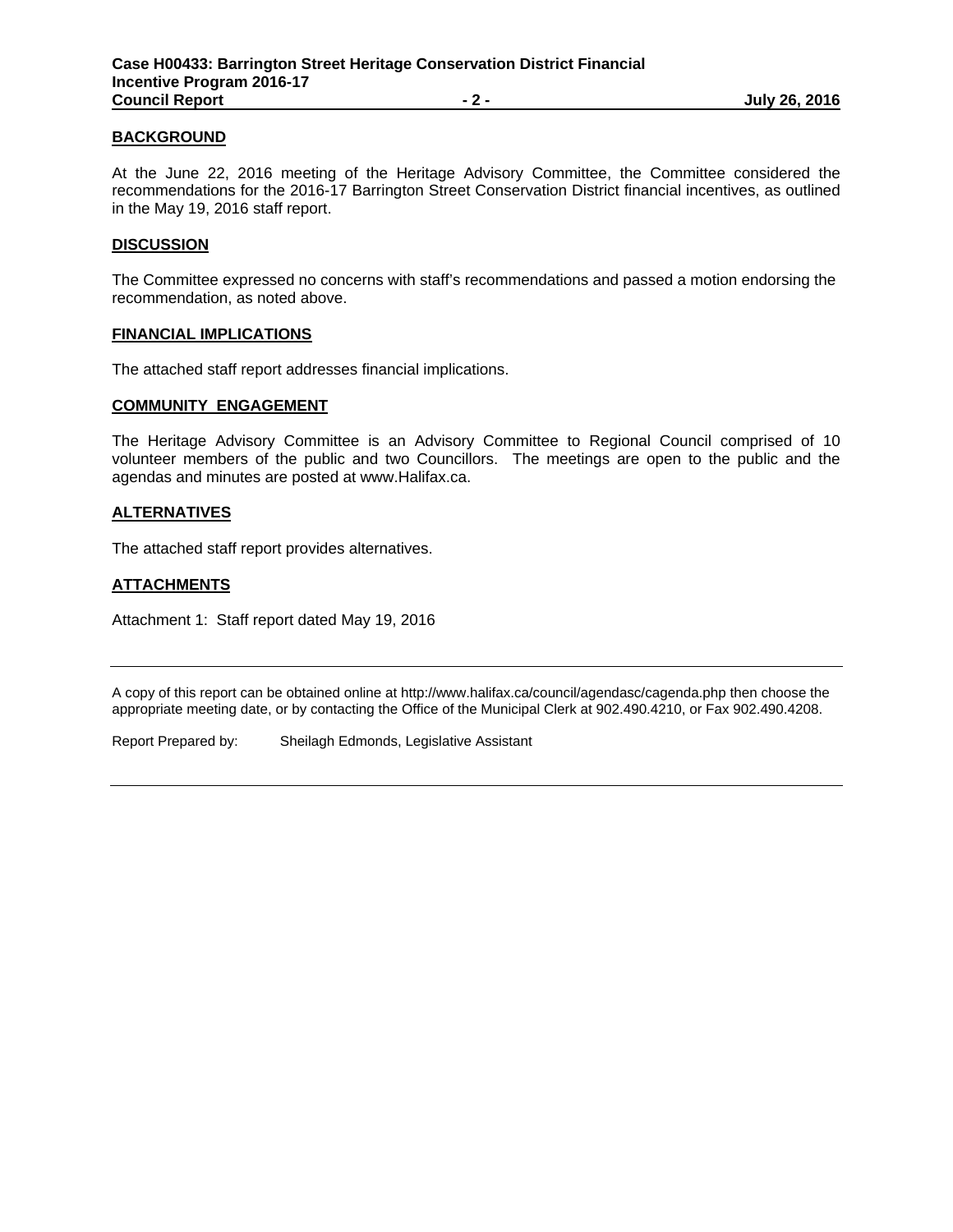## BACKGROUND

At the June 22, 2016 meeting of the Heritage Advisory Committee, the Committee considered the recommendations for the 2016-17 Barrington Street Conservation District financial incentives, as outlined in the May 19, 2016 staff report.

## DISCUSSION

The Committee expressed no concerns with staff's recommendations and passed a motion endorsing the recommendation, as noted above.

## FINANCIAL IMPLICATIONS

The attached staff report addresses financial implications.

## COMMUNITY ENGAGEMENT

The Heritage Advisory Committee is an Advisory Committee to Regional Council comprised of 10 volunteer members of the public and two Councillors. The meetings are open to the public and the agendas and minutes are posted at www.Halifax.ca.

## ALTERNATIVES

The attached staff report provides alternatives.

## ATTACHMENTS

Attachment 1: Staff report dated May 19, 2016

---

A copy of this report can be obtained online at http://www.halifax.ca/council/agendasc/cagenda.php then choose the appropriate meeting date, or by contacting the Office of the Municipal Clerk at 902.490.4210, or Fax 902.490.4208.

Report Prepared by: Sheilagh Edmonds, Legislative Assistant

---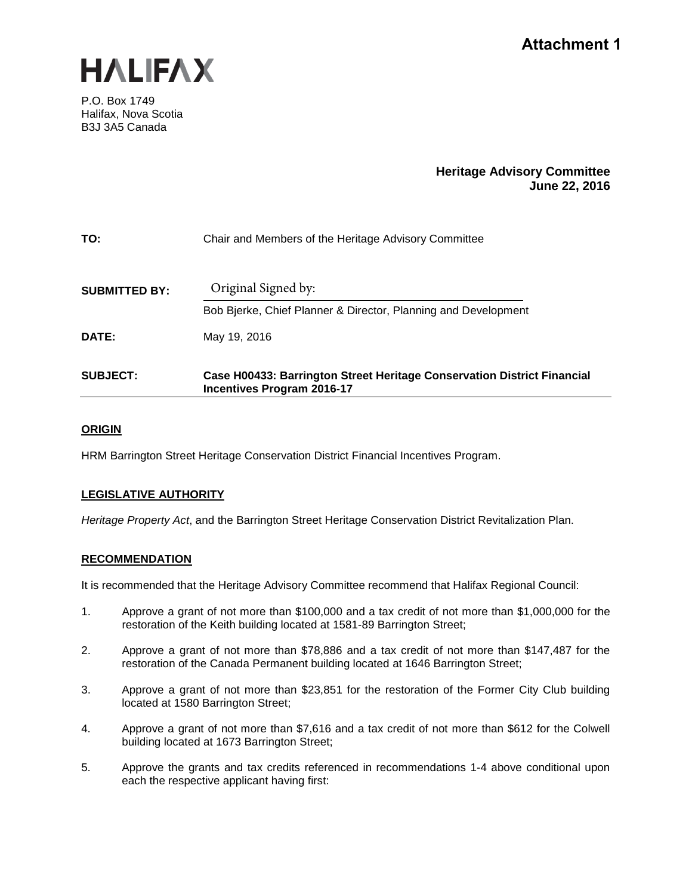**Attachment 1**

HALIFAX

P.O. Box 1749
Halifax, Nova Scotia
B3J 3A5 Canada

**Heritage Advisory Committee**
**June 22, 2016**

| | |
|---|---|
| **TO:** | Chair and Members of the Heritage Advisory Committee |
| **SUBMITTED BY:** | Original Signed by: Bob Bjerke, Chief Planner & Director, Planning and Development |
| **DATE:** | May 19, 2016 |
| **SUBJECT:** | **Case H00433: Barrington Street Heritage Conservation District Financial Incentives Program 2016-17** |

## ORIGIN

HRM Barrington Street Heritage Conservation District Financial Incentives Program.

## LEGISLATIVE AUTHORITY

*Heritage Property Act*, and the Barrington Street Heritage Conservation District Revitalization Plan.

## RECOMMENDATION

It is recommended that the Heritage Advisory Committee recommend that Halifax Regional Council:

1. Approve a grant of not more than $100,000 and a tax credit of not more than $1,000,000 for the restoration of the Keith building located at 1581-89 Barrington Street;
2. Approve a grant of not more than $78,886 and a tax credit of not more than $147,487 for the restoration of the Canada Permanent building located at 1646 Barrington Street;
3. Approve a grant of not more than $23,851 for the restoration of the Former City Club building located at 1580 Barrington Street;
4. Approve a grant of not more than $7,616 and a tax credit of not more than $612 for the Colwell building located at 1673 Barrington Street;
5. Approve the grants and tax credits referenced in recommendations 1-4 above conditional upon each the respective applicant having first: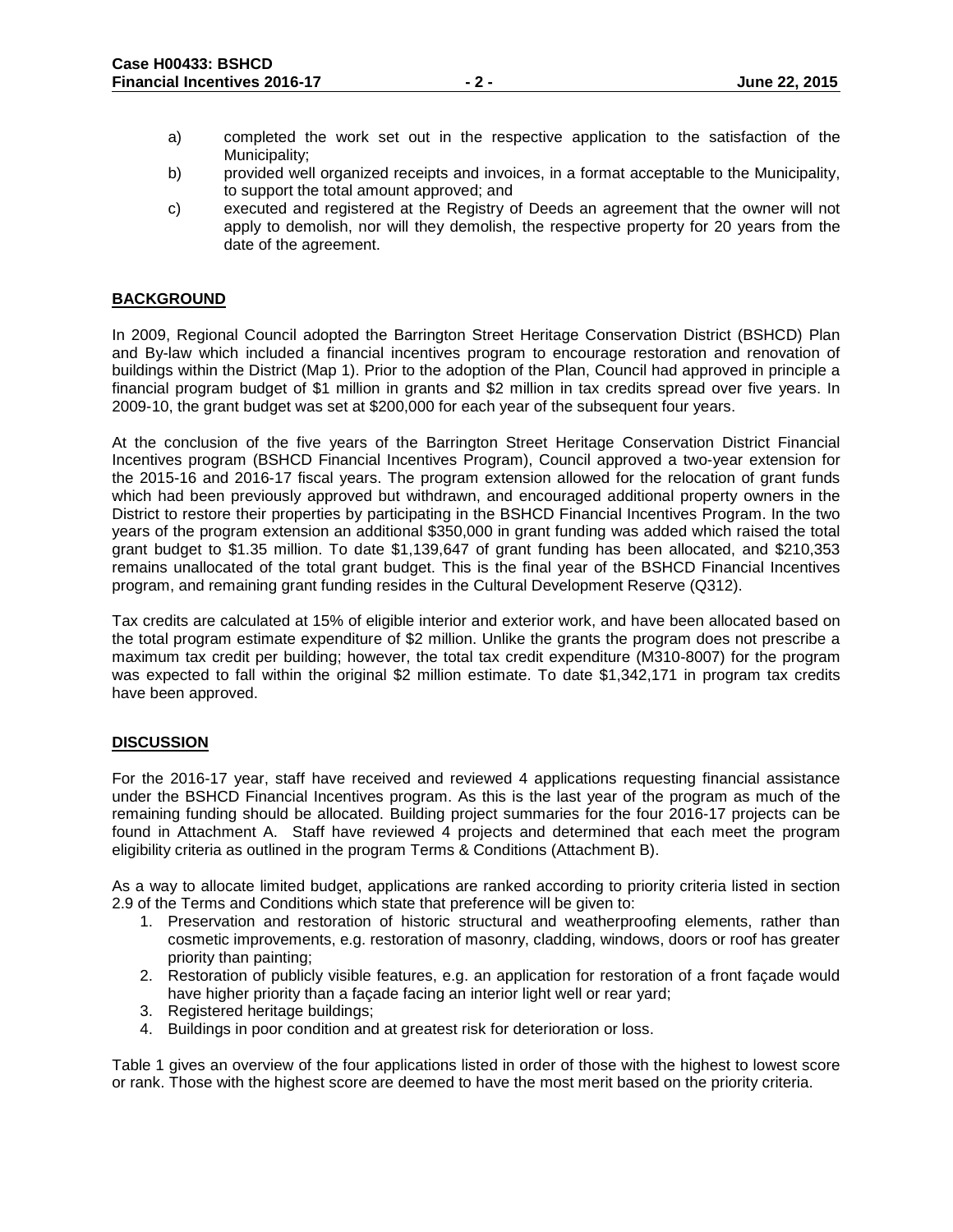a) completed the work set out in the respective application to the satisfaction of the Municipality;

b) provided well organized receipts and invoices, in a format acceptable to the Municipality, to support the total amount approved; and

c) executed and registered at the Registry of Deeds an agreement that the owner will not apply to demolish, nor will they demolish, the respective property for 20 years from the date of the agreement.

## BACKGROUND

In 2009, Regional Council adopted the Barrington Street Heritage Conservation District (BSHCD) Plan and By-law which included a financial incentives program to encourage restoration and renovation of buildings within the District (Map 1). Prior to the adoption of the Plan, Council had approved in principle a financial program budget of $1 million in grants and $2 million in tax credits spread over five years. In 2009-10, the grant budget was set at $200,000 for each year of the subsequent four years.

At the conclusion of the five years of the Barrington Street Heritage Conservation District Financial Incentives program (BSHCD Financial Incentives Program), Council approved a two-year extension for the 2015-16 and 2016-17 fiscal years. The program extension allowed for the relocation of grant funds which had been previously approved but withdrawn, and encouraged additional property owners in the District to restore their properties by participating in the BSHCD Financial Incentives Program. In the two years of the program extension an additional $350,000 in grant funding was added which raised the total grant budget to $1.35 million. To date $1,139,647 of grant funding has been allocated, and $210,353 remains unallocated of the total grant budget. This is the final year of the BSHCD Financial Incentives program, and remaining grant funding resides in the Cultural Development Reserve (Q312).

Tax credits are calculated at 15% of eligible interior and exterior work, and have been allocated based on the total program estimate expenditure of $2 million. Unlike the grants the program does not prescribe a maximum tax credit per building; however, the total tax credit expenditure (M310-8007) for the program was expected to fall within the original $2 million estimate. To date $1,342,171 in program tax credits have been approved.

## DISCUSSION

For the 2016-17 year, staff have received and reviewed 4 applications requesting financial assistance under the BSHCD Financial Incentives program. As this is the last year of the program as much of the remaining funding should be allocated. Building project summaries for the four 2016-17 projects can be found in Attachment A. Staff have reviewed 4 projects and determined that each meet the program eligibility criteria as outlined in the program Terms & Conditions (Attachment B).

As a way to allocate limited budget, applications are ranked according to priority criteria listed in section 2.9 of the Terms and Conditions which state that preference will be given to:

1. Preservation and restoration of historic structural and weatherproofing elements, rather than cosmetic improvements, e.g. restoration of masonry, cladding, windows, doors or roof has greater priority than painting;
2. Restoration of publicly visible features, e.g. an application for restoration of a front façade would have higher priority than a façade facing an interior light well or rear yard;
3. Registered heritage buildings;
4. Buildings in poor condition and at greatest risk for deterioration or loss.

Table 1 gives an overview of the four applications listed in order of those with the highest to lowest score or rank. Those with the highest score are deemed to have the most merit based on the priority criteria.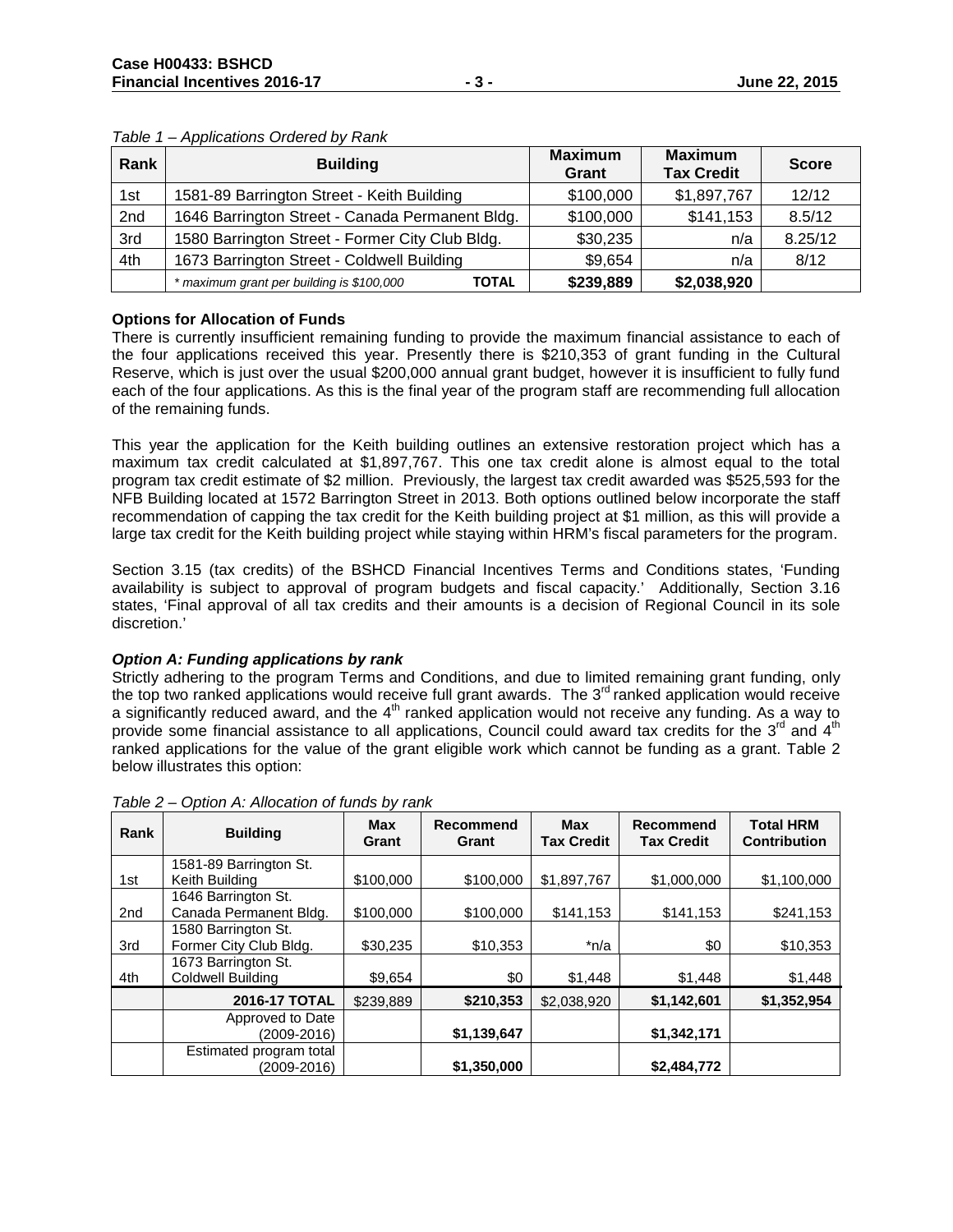*Table 1 – Applications Ordered by Rank*

| Rank | Building | Maximum Grant | Maximum Tax Credit | Score |
|---|---|---|---|---|
| 1st | 1581-89 Barrington Street - Keith Building | $100,000 | $1,897,767 | 12/12 |
| 2nd | 1646 Barrington Street - Canada Permanent Bldg. | $100,000 | $141,153 | 8.5/12 |
| 3rd | 1580 Barrington Street - Former City Club Bldg. | $30,235 | n/a | 8.25/12 |
| 4th | 1673 Barrington Street - Coldwell Building | $9,654 | n/a | 8/12 |
| | * maximum grant per building is $100,000 **TOTAL** | **$239,889** | **$2,038,920** | |

**Options for Allocation of Funds**

There is currently insufficient remaining funding to provide the maximum financial assistance to each of the four applications received this year. Presently there is $210,353 of grant funding in the Cultural Reserve, which is just over the usual $200,000 annual grant budget, however it is insufficient to fully fund each of the four applications. As this is the final year of the program staff are recommending full allocation of the remaining funds.

This year the application for the Keith building outlines an extensive restoration project which has a maximum tax credit calculated at $1,897,767. This one tax credit alone is almost equal to the total program tax credit estimate of $2 million. Previously, the largest tax credit awarded was $525,593 for the NFB Building located at 1572 Barrington Street in 2013. Both options outlined below incorporate the staff recommendation of capping the tax credit for the Keith building project at $1 million, as this will provide a large tax credit for the Keith building project while staying within HRM's fiscal parameters for the program.

Section 3.15 (tax credits) of the BSHCD Financial Incentives Terms and Conditions states, 'Funding availability is subject to approval of program budgets and fiscal capacity.' Additionally, Section 3.16 states, 'Final approval of all tax credits and their amounts is a decision of Regional Council in its sole discretion.'

***Option A: Funding applications by rank***

Strictly adhering to the program Terms and Conditions, and due to limited remaining grant funding, only the top two ranked applications would receive full grant awards. The 3rd ranked application would receive a significantly reduced award, and the 4th ranked application would not receive any funding. As a way to provide some financial assistance to all applications, Council could award tax credits for the 3rd and 4th ranked applications for the value of the grant eligible work which cannot be funding as a grant. Table 2 below illustrates this option:

*Table 2 – Option A: Allocation of funds by rank*

| Rank | Building | Max Grant | Recommend Grant | Max Tax Credit | Recommend Tax Credit | Total HRM Contribution |
|---|---|---|---|---|---|---|
| 1st | 1581-89 Barrington St. Keith Building | $100,000 | $100,000 | $1,897,767 | $1,000,000 | $1,100,000 |
| 2nd | 1646 Barrington St. Canada Permanent Bldg. | $100,000 | $100,000 | $141,153 | $141,153 | $241,153 |
| 3rd | 1580 Barrington St. Former City Club Bldg. | $30,235 | $10,353 | *n/a | $0 | $10,353 |
| 4th | 1673 Barrington St. Coldwell Building | $9,654 | $0 | $1,448 | $1,448 | $1,448 |
| | **2016-17 TOTAL** | $239,889 | **$210,353** | $2,038,920 | **$1,142,601** | **$1,352,954** |
| | Approved to Date (2009-2016) | | **$1,139,647** | | **$1,342,171** | |
| | Estimated program total (2009-2016) | | **$1,350,000** | | **$2,484,772** | |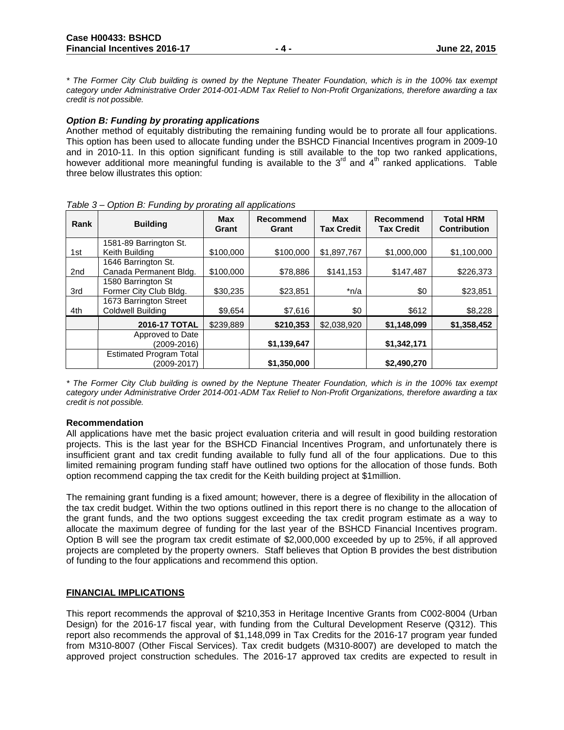*\* The Former City Club building is owned by the Neptune Theater Foundation, which is in the 100% tax exempt category under Administrative Order 2014-001-ADM Tax Relief to Non-Profit Organizations, therefore awarding a tax credit is not possible.*

### *Option B: Funding by prorating applications*

Another method of equitably distributing the remaining funding would be to prorate all four applications. This option has been used to allocate funding under the BSHCD Financial Incentives program in 2009-10 and in 2010-11. In this option significant funding is still available to the top two ranked applications, however additional more meaningful funding is available to the 3rd and 4th ranked applications. Table three below illustrates this option:

*Table 3 – Option B: Funding by prorating all applications*

| Rank | Building | Max Grant | Recommend Grant | Max Tax Credit | Recommend Tax Credit | Total HRM Contribution |
|---|---|---|---|---|---|---|
| 1st | 1581-89 Barrington St. Keith Building | $100,000 | $100,000 | $1,897,767 | $1,000,000 | $1,100,000 |
| 2nd | 1646 Barrington St. Canada Permanent Bldg. | $100,000 | $78,886 | $141,153 | $147,487 | $226,373 |
| 3rd | 1580 Barrington St Former City Club Bldg. | $30,235 | $23,851 | *n/a | $0 | $23,851 |
| 4th | 1673 Barrington Street Coldwell Building | $9,654 | $7,616 | $0 | $612 | $8,228 |
| | **2016-17 TOTAL** | $239,889 | **$210,353** | $2,038,920 | **$1,148,099** | **$1,358,452** |
| | Approved to Date (2009-2016) | | **$1,139,647** | | **$1,342,171** | |
| | Estimated Program Total (2009-2017) | | **$1,350,000** | | **$2,490,270** | |

*\* The Former City Club building is owned by the Neptune Theater Foundation, which is in the 100% tax exempt category under Administrative Order 2014-001-ADM Tax Relief to Non-Profit Organizations, therefore awarding a tax credit is not possible.*

**Recommendation**

All applications have met the basic project evaluation criteria and will result in good building restoration projects. This is the last year for the BSHCD Financial Incentives Program, and unfortunately there is insufficient grant and tax credit funding available to fully fund all of the four applications. Due to this limited remaining program funding staff have outlined two options for the allocation of those funds. Both option recommend capping the tax credit for the Keith building project at $1million.

The remaining grant funding is a fixed amount; however, there is a degree of flexibility in the allocation of the tax credit budget. Within the two options outlined in this report there is no change to the allocation of the grant funds, and the two options suggest exceeding the tax credit program estimate as a way to allocate the maximum degree of funding for the last year of the BSHCD Financial Incentives program. Option B will see the program tax credit estimate of $2,000,000 exceeded by up to 25%, if all approved projects are completed by the property owners. Staff believes that Option B provides the best distribution of funding to the four applications and recommend this option.

## FINANCIAL IMPLICATIONS

This report recommends the approval of $210,353 in Heritage Incentive Grants from C002-8004 (Urban Design) for the 2016-17 fiscal year, with funding from the Cultural Development Reserve (Q312). This report also recommends the approval of $1,148,099 in Tax Credits for the 2016-17 program year funded from M310-8007 (Other Fiscal Services). Tax credit budgets (M310-8007) are developed to match the approved project construction schedules. The 2016-17 approved tax credits are expected to result in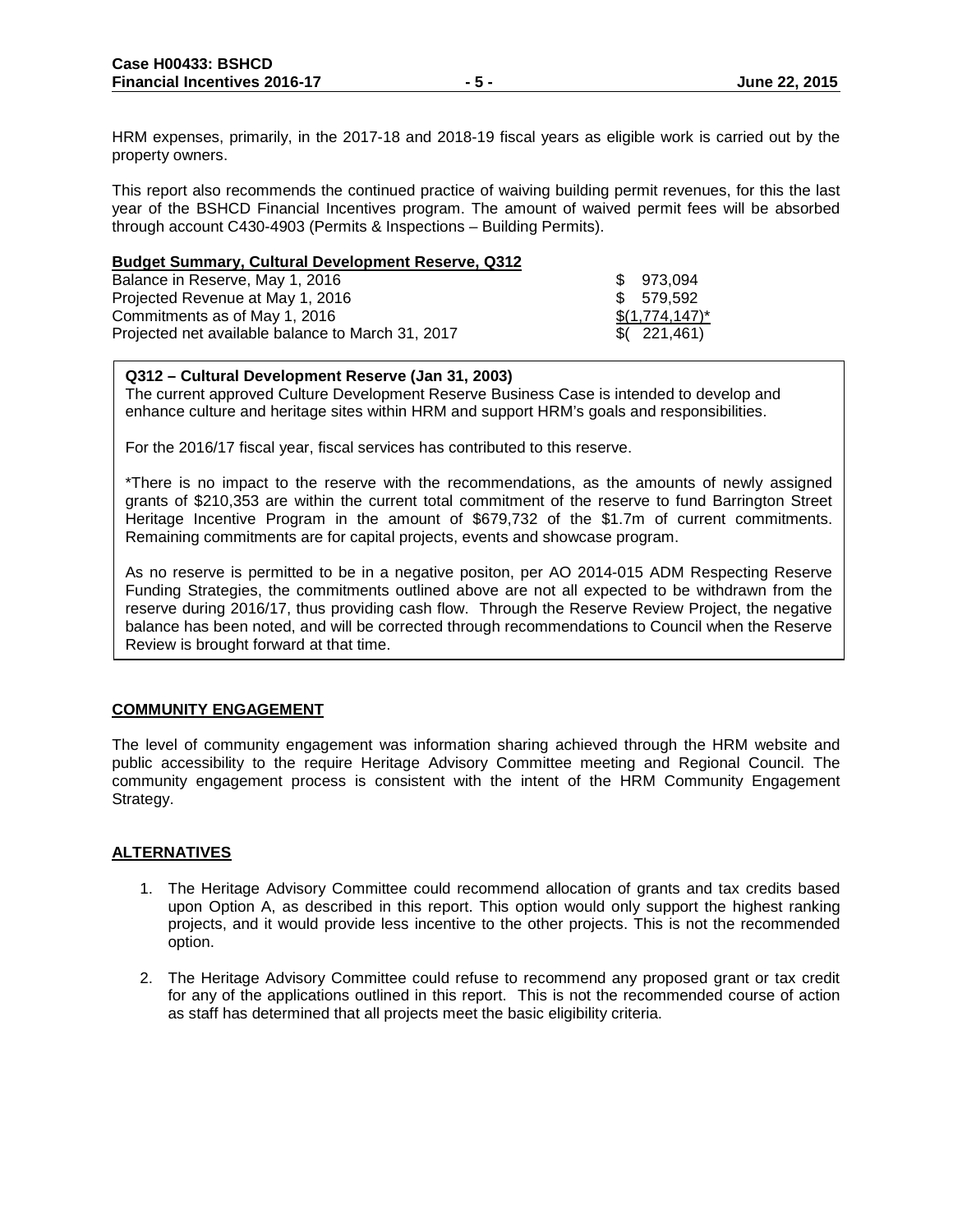HRM expenses, primarily, in the 2017-18 and 2018-19 fiscal years as eligible work is carried out by the property owners.

This report also recommends the continued practice of waiving building permit revenues, for this the last year of the BSHCD Financial Incentives program. The amount of waived permit fees will be absorbed through account C430-4903 (Permits & Inspections – Building Permits).

**Budget Summary, Cultural Development Reserve, Q312**

| | |
|---|---|
| Balance in Reserve, May 1, 2016 | $ 973,094 |
| Projected Revenue at May 1, 2016 | $ 579,592 |
| Commitments as of May 1, 2016 | $(1,774,147)* |
| Projected net available balance to March 31, 2017 | $( 221,461) |

**Q312 – Cultural Development Reserve (Jan 31, 2003)**
The current approved Culture Development Reserve Business Case is intended to develop and enhance culture and heritage sites within HRM and support HRM's goals and responsibilities.

For the 2016/17 fiscal year, fiscal services has contributed to this reserve.

*There is no impact to the reserve with the recommendations, as the amounts of newly assigned grants of $210,353 are within the current total commitment of the reserve to fund Barrington Street Heritage Incentive Program in the amount of $679,732 of the $1.7m of current commitments. Remaining commitments are for capital projects, events and showcase program.

As no reserve is permitted to be in a negative positon, per AO 2014-015 ADM Respecting Reserve Funding Strategies, the commitments outlined above are not all expected to be withdrawn from the reserve during 2016/17, thus providing cash flow. Through the Reserve Review Project, the negative balance has been noted, and will be corrected through recommendations to Council when the Reserve Review is brought forward at that time.

## COMMUNITY ENGAGEMENT

The level of community engagement was information sharing achieved through the HRM website and public accessibility to the require Heritage Advisory Committee meeting and Regional Council. The community engagement process is consistent with the intent of the HRM Community Engagement Strategy.

## ALTERNATIVES

1. The Heritage Advisory Committee could recommend allocation of grants and tax credits based upon Option A, as described in this report. This option would only support the highest ranking projects, and it would provide less incentive to the other projects. This is not the recommended option.

2. The Heritage Advisory Committee could refuse to recommend any proposed grant or tax credit for any of the applications outlined in this report. This is not the recommended course of action as staff has determined that all projects meet the basic eligibility criteria.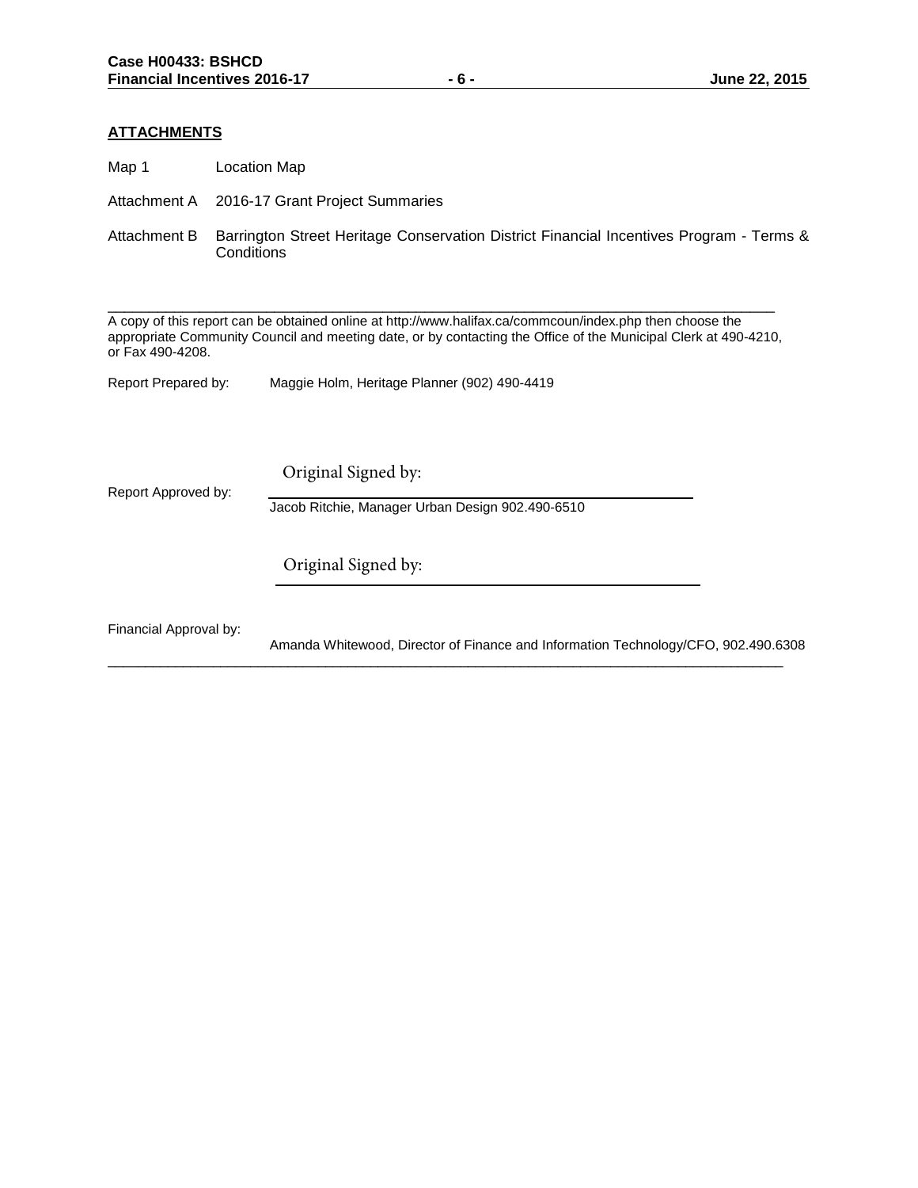## ATTACHMENTS

Map 1 Location Map

Attachment A 2016-17 Grant Project Summaries

Attachment B Barrington Street Heritage Conservation District Financial Incentives Program - Terms & Conditions

---

A copy of this report can be obtained online at http://www.halifax.ca/commcoun/index.php then choose the appropriate Community Council and meeting date, or by contacting the Office of the Municipal Clerk at 490-4210, or Fax 490-4208.

Report Prepared by: Maggie Holm, Heritage Planner (902) 490-4419

Report Approved by: Original Signed by:

Jacob Ritchie, Manager Urban Design 902.490-6510

Financial Approval by: Original Signed by:

Amanda Whitewood, Director of Finance and Information Technology/CFO, 902.490.6308

---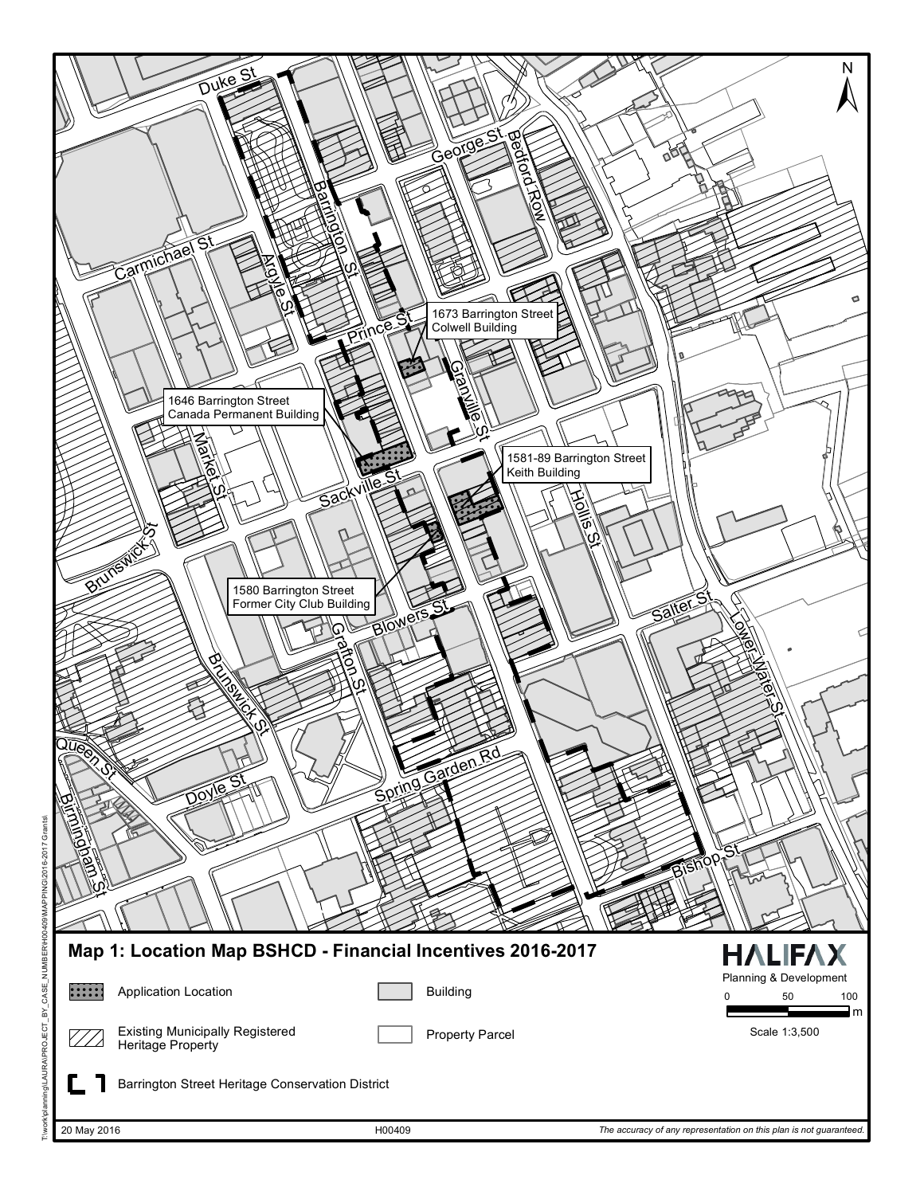# Map 1: Location Map BSHCD - Financial Incentives 2016-2017

Duke St

George St

Bedford Row

Barrington St

Carmichael St

Argyle St

Prince St

1673 Barrington Street
Colwell Building

Granville St

1646 Barrington Street
Canada Permanent Building

Market St

1581-89 Barrington Street
Keith Building

Sackville St

Hollis St

Brunswick St

1580 Barrington Street
Former City Club Building

Blowers St

Salter St

Grafton St

Lower Water St

Queen St

Doyle St

Spring Garden Rd

Birmingham St

Bishop St

N

Application Location

Building

Existing Municipally Registered Heritage Property

Property Parcel

Barrington Street Heritage Conservation District

HALIFAX
Planning & Development

0 50 100 m

Scale 1:3,500

20 May 2016

H00409

*The accuracy of any representation on this plan is not guaranteed.*

T:\work\planning\LAURA\PROJECT_BY_CASE_NUMBER\H00409\MAPPING\2016-2017 Grants\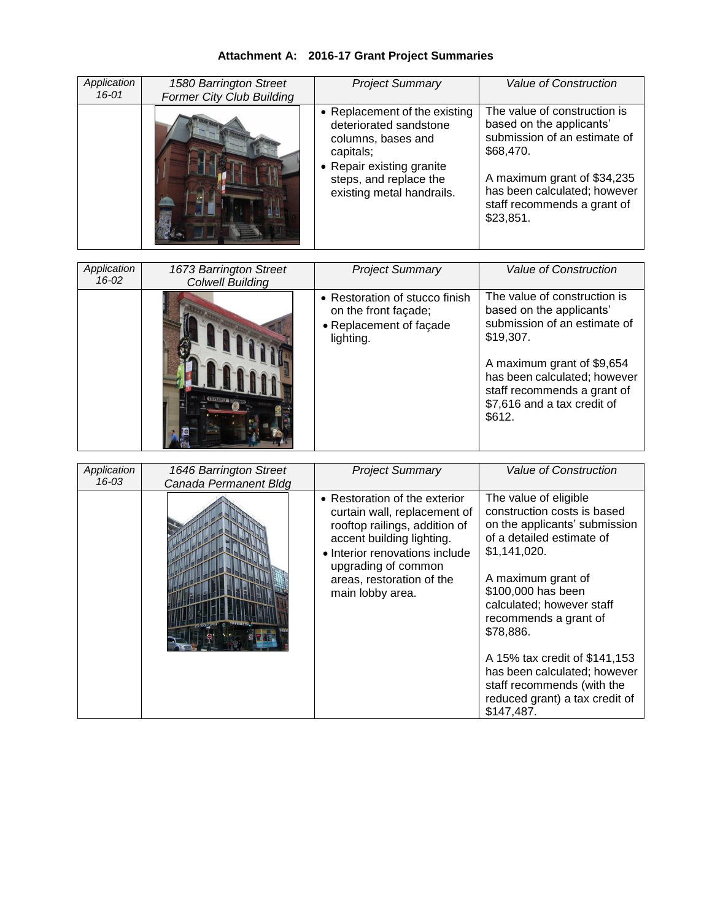**Attachment A: 2016-17 Grant Project Summaries**

| *Application 16-01* | *1580 Barrington Street Former City Club Building* | *Project Summary* | *Value of Construction* |
|---|---|---|---|
| | | • Replacement of the existing deteriorated sandstone columns, bases and capitals;<br>• Repair existing granite steps, and replace the existing metal handrails. | The value of construction is based on the applicants' submission of an estimate of $68,470.<br><br>A maximum grant of $34,235 has been calculated; however staff recommends a grant of $23,851. |

| *Application 16-02* | *1673 Barrington Street Colwell Building* | *Project Summary* | *Value of Construction* |
|---|---|---|---|
| | | • Restoration of stucco finish on the front façade;<br>• Replacement of façade lighting. | The value of construction is based on the applicants' submission of an estimate of $19,307.<br><br>A maximum grant of $9,654 has been calculated; however staff recommends a grant of $7,616 and a tax credit of $612. |

| *Application 16-03* | *1646 Barrington Street Canada Permanent Bldg* | *Project Summary* | *Value of Construction* |
|---|---|---|---|
| | | • Restoration of the exterior curtain wall, replacement of rooftop railings, addition of accent building lighting.<br>• Interior renovations include upgrading of common areas, restoration of the main lobby area. | The value of eligible construction costs is based on the applicants' submission of a detailed estimate of $1,141,020.<br><br>A maximum grant of $100,000 has been calculated; however staff recommends a grant of $78,886.<br><br>A 15% tax credit of $141,153 has been calculated; however staff recommends (with the reduced grant) a tax credit of $147,487. |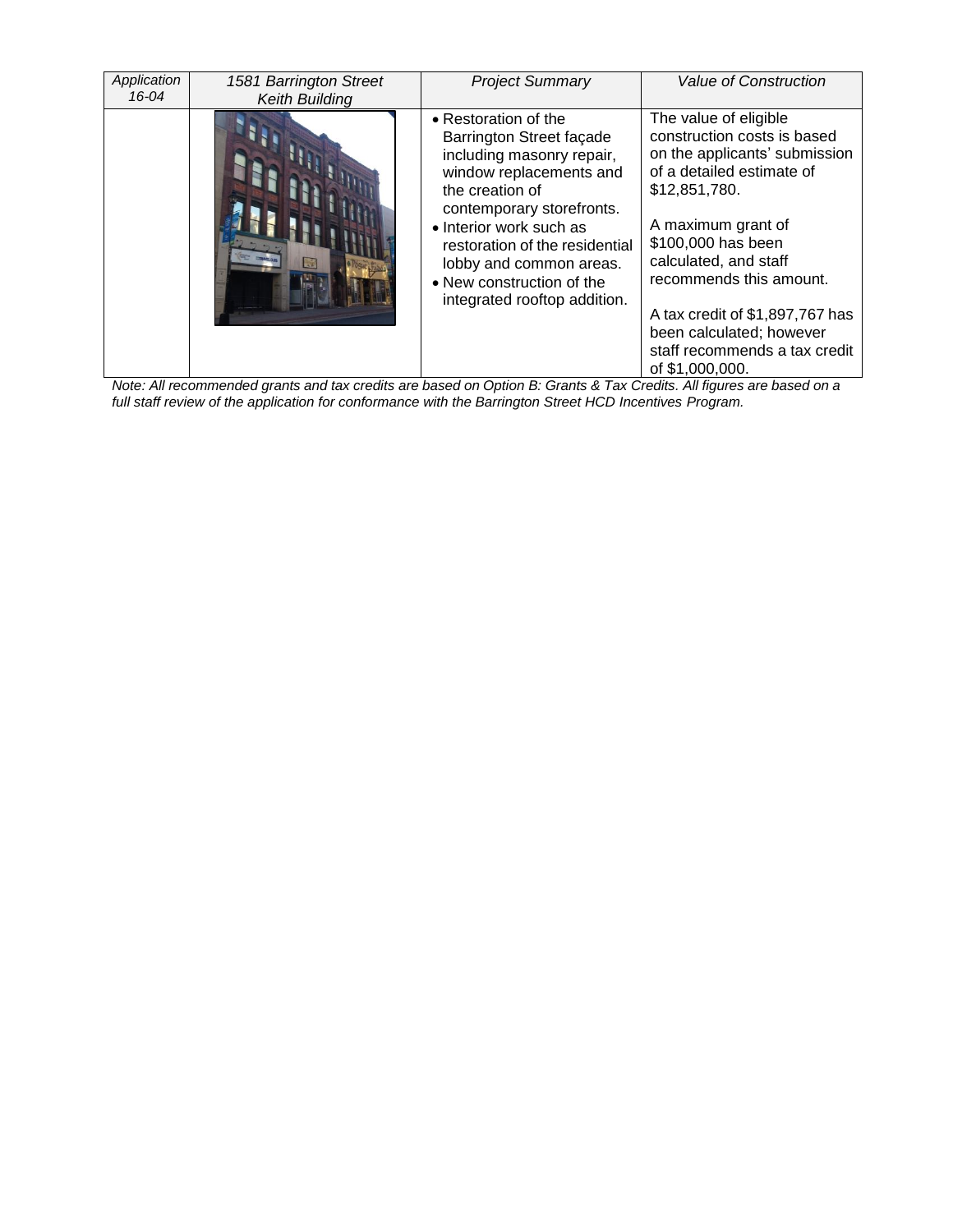| *Application 16-04* | *1581 Barrington Street Keith Building* | *Project Summary* | *Value of Construction* |
|---|---|---|---|
| | | • Restoration of the Barrington Street façade including masonry repair, window replacements and the creation of contemporary storefronts.<br>• Interior work such as restoration of the residential lobby and common areas.<br>• New construction of the integrated rooftop addition. | The value of eligible construction costs is based on the applicants' submission of a detailed estimate of $12,851,780.<br><br>A maximum grant of $100,000 has been calculated, and staff recommends this amount.<br><br>A tax credit of $1,897,767 has been calculated; however staff recommends a tax credit of $1,000,000. |

*Note: All recommended grants and tax credits are based on Option B: Grants & Tax Credits. All figures are based on a full staff review of the application for conformance with the Barrington Street HCD Incentives Program.*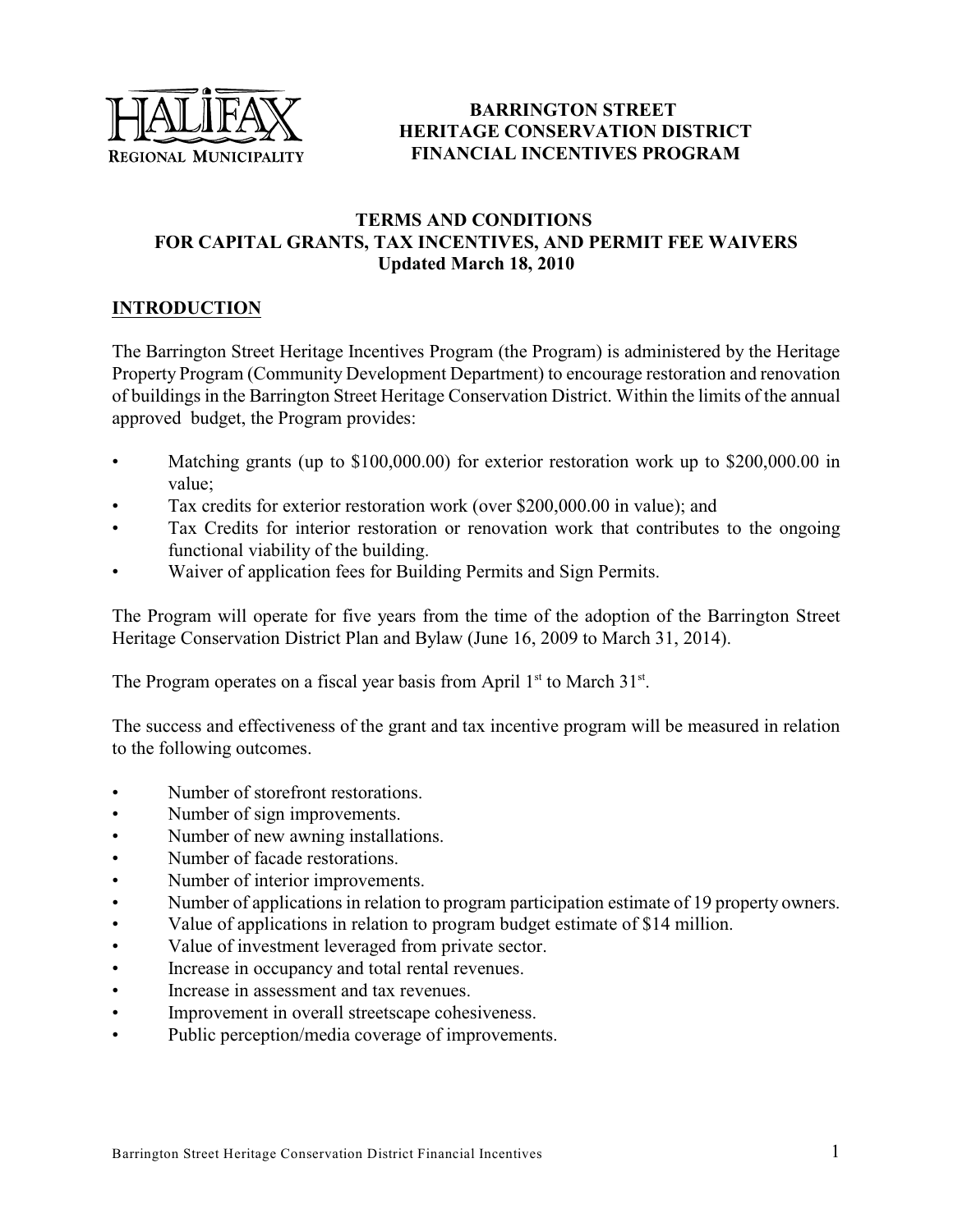**BARRINGTON STREET
HERITAGE CONSERVATION DISTRICT
FINANCIAL INCENTIVES PROGRAM**

**TERMS AND CONDITIONS
FOR CAPITAL GRANTS, TAX INCENTIVES, AND PERMIT FEE WAIVERS
Updated March 18, 2010**

## INTRODUCTION

The Barrington Street Heritage Incentives Program (the Program) is administered by the Heritage Property Program (Community Development Department) to encourage restoration and renovation of buildings in the Barrington Street Heritage Conservation District. Within the limits of the annual approved budget, the Program provides:

- Matching grants (up to $100,000.00) for exterior restoration work up to $200,000.00 in value;
- Tax credits for exterior restoration work (over $200,000.00 in value); and
- Tax Credits for interior restoration or renovation work that contributes to the ongoing functional viability of the building.
- Waiver of application fees for Building Permits and Sign Permits.

The Program will operate for five years from the time of the adoption of the Barrington Street Heritage Conservation District Plan and Bylaw (June 16, 2009 to March 31, 2014).

The Program operates on a fiscal year basis from April 1st to March 31st.

The success and effectiveness of the grant and tax incentive program will be measured in relation to the following outcomes.

- Number of storefront restorations.
- Number of sign improvements.
- Number of new awning installations.
- Number of facade restorations.
- Number of interior improvements.
- Number of applications in relation to program participation estimate of 19 property owners.
- Value of applications in relation to program budget estimate of $14 million.
- Value of investment leveraged from private sector.
- Increase in occupancy and total rental revenues.
- Increase in assessment and tax revenues.
- Improvement in overall streetscape cohesiveness.
- Public perception/media coverage of improvements.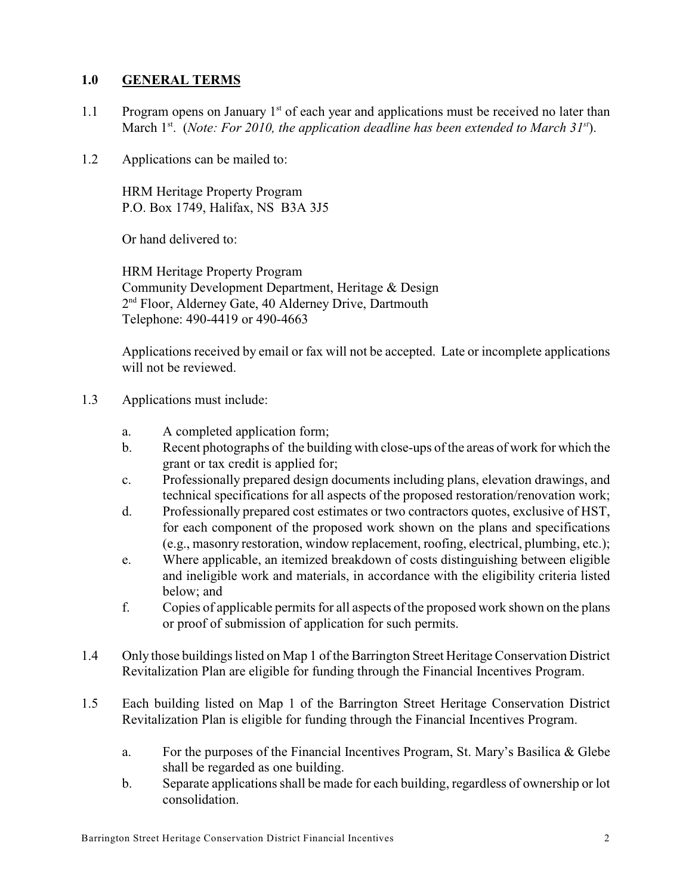## 1.0 GENERAL TERMS

1.1 Program opens on January 1st of each year and applications must be received no later than March 1st. (*Note: For 2010, the application deadline has been extended to March 31st*).

1.2 Applications can be mailed to:

HRM Heritage Property Program
P.O. Box 1749, Halifax, NS B3A 3J5

Or hand delivered to:

HRM Heritage Property Program
Community Development Department, Heritage & Design
2nd Floor, Alderney Gate, 40 Alderney Drive, Dartmouth
Telephone: 490-4419 or 490-4663

Applications received by email or fax will not be accepted. Late or incomplete applications will not be reviewed.

1.3 Applications must include:

a. A completed application form;
b. Recent photographs of the building with close-ups of the areas of work for which the grant or tax credit is applied for;
c. Professionally prepared design documents including plans, elevation drawings, and technical specifications for all aspects of the proposed restoration/renovation work;
d. Professionally prepared cost estimates or two contractors quotes, exclusive of HST, for each component of the proposed work shown on the plans and specifications (e.g., masonry restoration, window replacement, roofing, electrical, plumbing, etc.);
e. Where applicable, an itemized breakdown of costs distinguishing between eligible and ineligible work and materials, in accordance with the eligibility criteria listed below; and
f. Copies of applicable permits for all aspects of the proposed work shown on the plans or proof of submission of application for such permits.

1.4 Only those buildings listed on Map 1 of the Barrington Street Heritage Conservation District Revitalization Plan are eligible for funding through the Financial Incentives Program.

1.5 Each building listed on Map 1 of the Barrington Street Heritage Conservation District Revitalization Plan is eligible for funding through the Financial Incentives Program.

a. For the purposes of the Financial Incentives Program, St. Mary's Basilica & Glebe shall be regarded as one building.
b. Separate applications shall be made for each building, regardless of ownership or lot consolidation.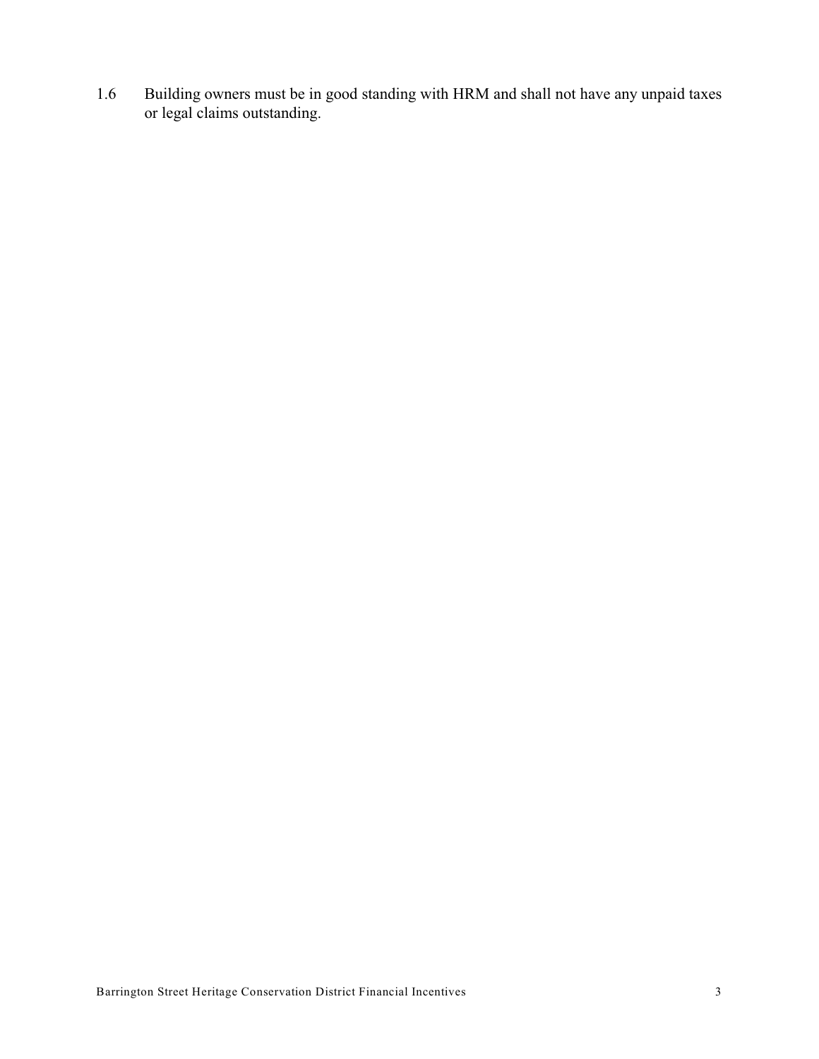1.6 Building owners must be in good standing with HRM and shall not have any unpaid taxes or legal claims outstanding.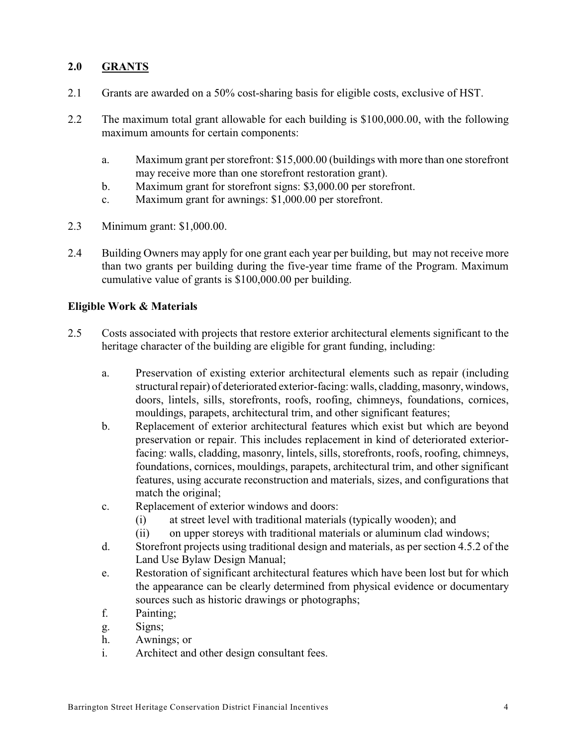## 2.0 GRANTS

2.1 Grants are awarded on a 50% cost-sharing basis for eligible costs, exclusive of HST.

2.2 The maximum total grant allowable for each building is $100,000.00, with the following maximum amounts for certain components:

a. Maximum grant per storefront: $15,000.00 (buildings with more than one storefront may receive more than one storefront restoration grant).
b. Maximum grant for storefront signs: $3,000.00 per storefront.
c. Maximum grant for awnings: $1,000.00 per storefront.

2.3 Minimum grant: $1,000.00.

2.4 Building Owners may apply for one grant each year per building, but may not receive more than two grants per building during the five-year time frame of the Program. Maximum cumulative value of grants is $100,000.00 per building.

**Eligible Work & Materials**

2.5 Costs associated with projects that restore exterior architectural elements significant to the heritage character of the building are eligible for grant funding, including:

a. Preservation of existing exterior architectural elements such as repair (including structural repair) of deteriorated exterior-facing: walls, cladding, masonry, windows, doors, lintels, sills, storefronts, roofs, roofing, chimneys, foundations, cornices, mouldings, parapets, architectural trim, and other significant features;
b. Replacement of exterior architectural features which exist but which are beyond preservation or repair. This includes replacement in kind of deteriorated exterior-facing: walls, cladding, masonry, lintels, sills, storefronts, roofs, roofing, chimneys, foundations, cornices, mouldings, parapets, architectural trim, and other significant features, using accurate reconstruction and materials, sizes, and configurations that match the original;
c. Replacement of exterior windows and doors:
   (i) at street level with traditional materials (typically wooden); and
   (ii) on upper storeys with traditional materials or aluminum clad windows;
d. Storefront projects using traditional design and materials, as per section 4.5.2 of the Land Use Bylaw Design Manual;
e. Restoration of significant architectural features which have been lost but for which the appearance can be clearly determined from physical evidence or documentary sources such as historic drawings or photographs;
f. Painting;
g. Signs;
h. Awnings; or
i. Architect and other design consultant fees.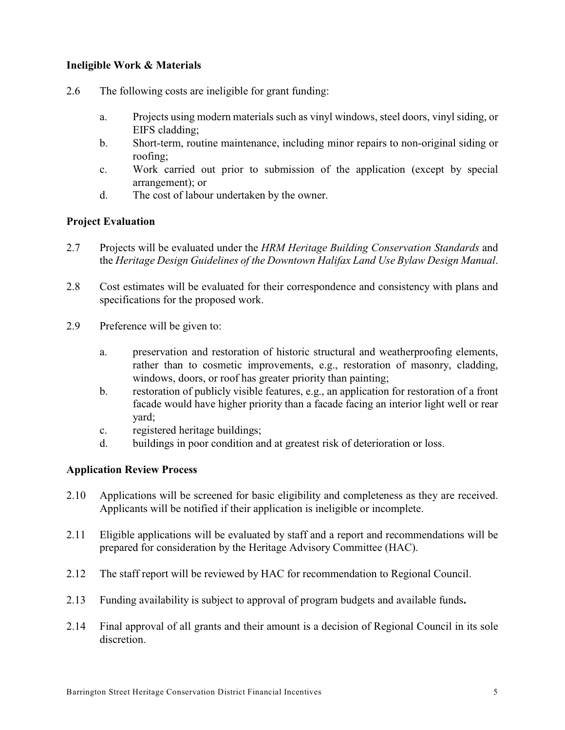**Ineligible Work & Materials**

2.6 The following costs are ineligible for grant funding:

a. Projects using modern materials such as vinyl windows, steel doors, vinyl siding, or EIFS cladding;
b. Short-term, routine maintenance, including minor repairs to non-original siding or roofing;
c. Work carried out prior to submission of the application (except by special arrangement); or
d. The cost of labour undertaken by the owner.

**Project Evaluation**

2.7 Projects will be evaluated under the *HRM Heritage Building Conservation Standards* and the *Heritage Design Guidelines of the Downtown Halifax Land Use Bylaw Design Manual*.

2.8 Cost estimates will be evaluated for their correspondence and consistency with plans and specifications for the proposed work.

2.9 Preference will be given to:

a. preservation and restoration of historic structural and weatherproofing elements, rather than to cosmetic improvements, e.g., restoration of masonry, cladding, windows, doors, or roof has greater priority than painting;
b. restoration of publicly visible features, e.g., an application for restoration of a front facade would have higher priority than a facade facing an interior light well or rear yard;
c. registered heritage buildings;
d. buildings in poor condition and at greatest risk of deterioration or loss.

**Application Review Process**

2.10 Applications will be screened for basic eligibility and completeness as they are received. Applicants will be notified if their application is ineligible or incomplete.

2.11 Eligible applications will be evaluated by staff and a report and recommendations will be prepared for consideration by the Heritage Advisory Committee (HAC).

2.12 The staff report will be reviewed by HAC for recommendation to Regional Council.

2.13 Funding availability is subject to approval of program budgets and available funds**.**

2.14 Final approval of all grants and their amount is a decision of Regional Council in its sole discretion.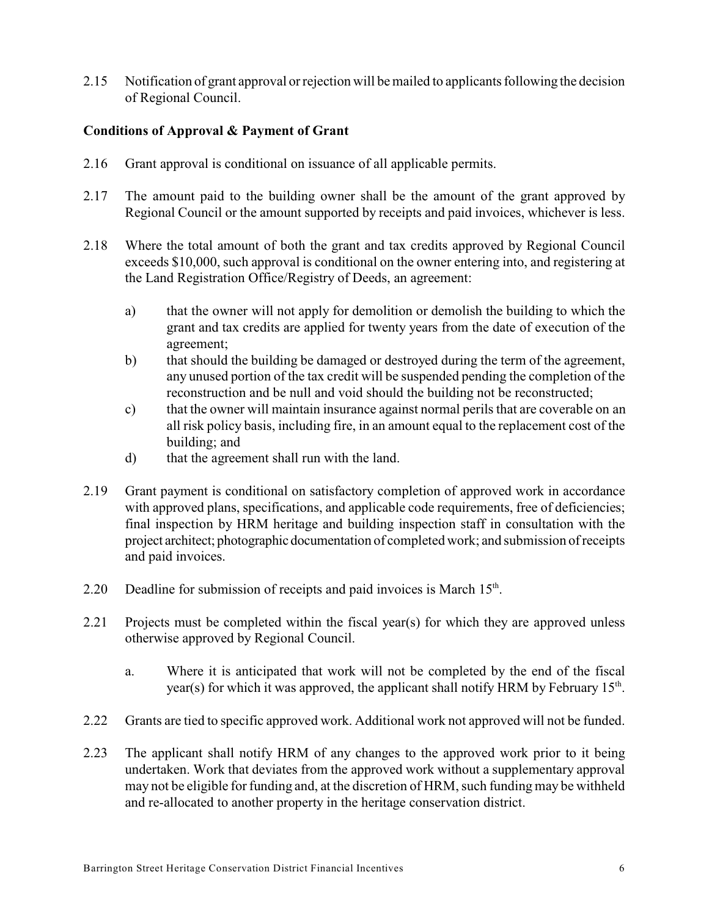2.15 Notification of grant approval or rejection will be mailed to applicants following the decision of Regional Council.

**Conditions of Approval & Payment of Grant**

2.16 Grant approval is conditional on issuance of all applicable permits.

2.17 The amount paid to the building owner shall be the amount of the grant approved by Regional Council or the amount supported by receipts and paid invoices, whichever is less.

2.18 Where the total amount of both the grant and tax credits approved by Regional Council exceeds $10,000, such approval is conditional on the owner entering into, and registering at the Land Registration Office/Registry of Deeds, an agreement:

   a) that the owner will not apply for demolition or demolish the building to which the grant and tax credits are applied for twenty years from the date of execution of the agreement;
   b) that should the building be damaged or destroyed during the term of the agreement, any unused portion of the tax credit will be suspended pending the completion of the reconstruction and be null and void should the building not be reconstructed;
   c) that the owner will maintain insurance against normal perils that are coverable on an all risk policy basis, including fire, in an amount equal to the replacement cost of the building; and
   d) that the agreement shall run with the land.

2.19 Grant payment is conditional on satisfactory completion of approved work in accordance with approved plans, specifications, and applicable code requirements, free of deficiencies; final inspection by HRM heritage and building inspection staff in consultation with the project architect; photographic documentation of completed work; and submission of receipts and paid invoices.

2.20 Deadline for submission of receipts and paid invoices is March 15th.

2.21 Projects must be completed within the fiscal year(s) for which they are approved unless otherwise approved by Regional Council.

   a. Where it is anticipated that work will not be completed by the end of the fiscal year(s) for which it was approved, the applicant shall notify HRM by February 15th.

2.22 Grants are tied to specific approved work. Additional work not approved will not be funded.

2.23 The applicant shall notify HRM of any changes to the approved work prior to it being undertaken. Work that deviates from the approved work without a supplementary approval may not be eligible for funding and, at the discretion of HRM, such funding may be withheld and re-allocated to another property in the heritage conservation district.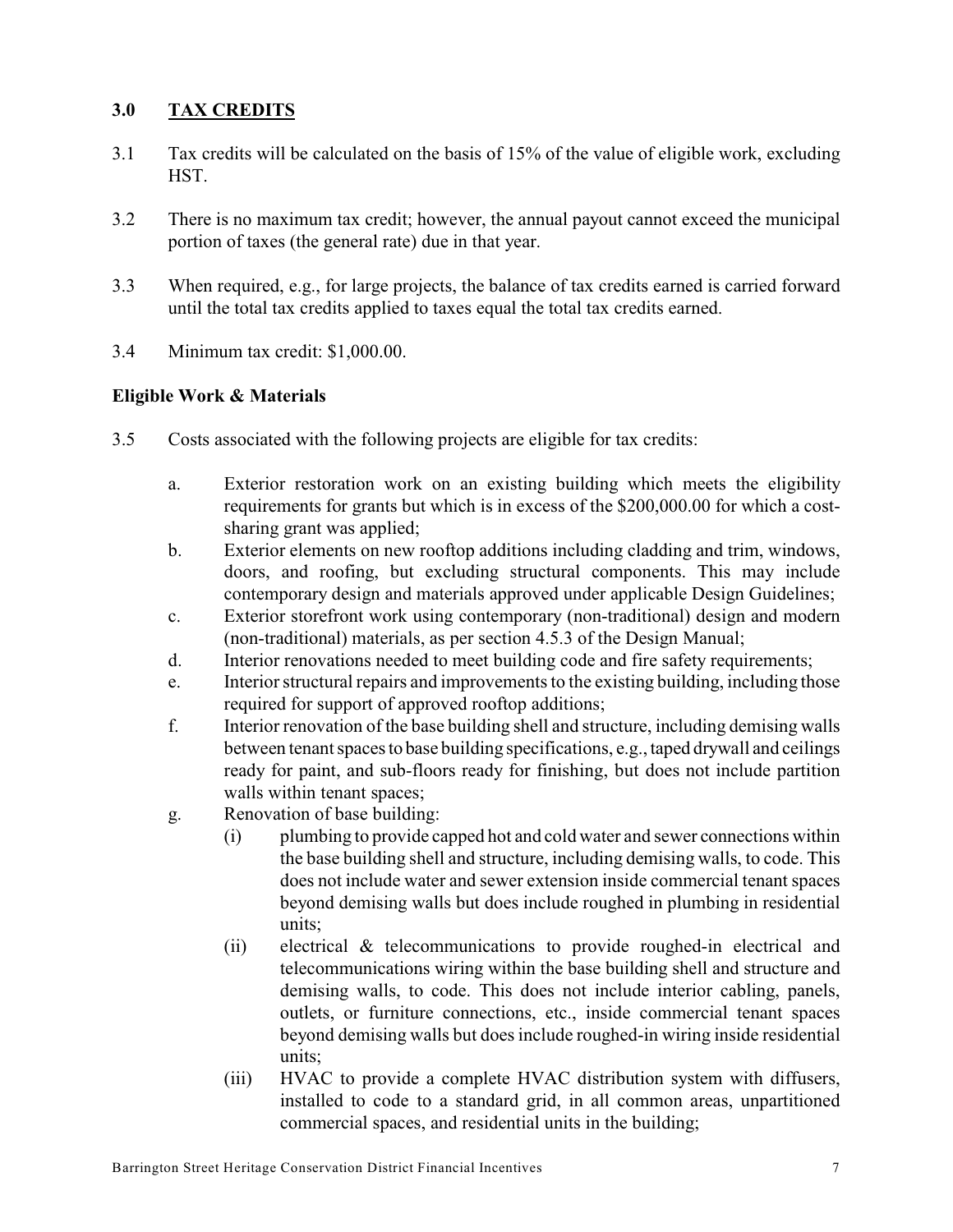## 3.0 TAX CREDITS

3.1 Tax credits will be calculated on the basis of 15% of the value of eligible work, excluding HST.

3.2 There is no maximum tax credit; however, the annual payout cannot exceed the municipal portion of taxes (the general rate) due in that year.

3.3 When required, e.g., for large projects, the balance of tax credits earned is carried forward until the total tax credits applied to taxes equal the total tax credits earned.

3.4 Minimum tax credit: $1,000.00.

### Eligible Work & Materials

3.5 Costs associated with the following projects are eligible for tax credits:

a. Exterior restoration work on an existing building which meets the eligibility requirements for grants but which is in excess of the $200,000.00 for which a cost-sharing grant was applied;

b. Exterior elements on new rooftop additions including cladding and trim, windows, doors, and roofing, but excluding structural components. This may include contemporary design and materials approved under applicable Design Guidelines;

c. Exterior storefront work using contemporary (non-traditional) design and modern (non-traditional) materials, as per section 4.5.3 of the Design Manual;

d. Interior renovations needed to meet building code and fire safety requirements;

e. Interior structural repairs and improvements to the existing building, including those required for support of approved rooftop additions;

f. Interior renovation of the base building shell and structure, including demising walls between tenant spaces to base building specifications, e.g., taped drywall and ceilings ready for paint, and sub-floors ready for finishing, but does not include partition walls within tenant spaces;

g. Renovation of base building:

   (i) plumbing to provide capped hot and cold water and sewer connections within the base building shell and structure, including demising walls, to code. This does not include water and sewer extension inside commercial tenant spaces beyond demising walls but does include roughed in plumbing in residential units;

   (ii) electrical & telecommunications to provide roughed-in electrical and telecommunications wiring within the base building shell and structure and demising walls, to code. This does not include interior cabling, panels, outlets, or furniture connections, etc., inside commercial tenant spaces beyond demising walls but does include roughed-in wiring inside residential units;

   (iii) HVAC to provide a complete HVAC distribution system with diffusers, installed to code to a standard grid, in all common areas, unpartitioned commercial spaces, and residential units in the building;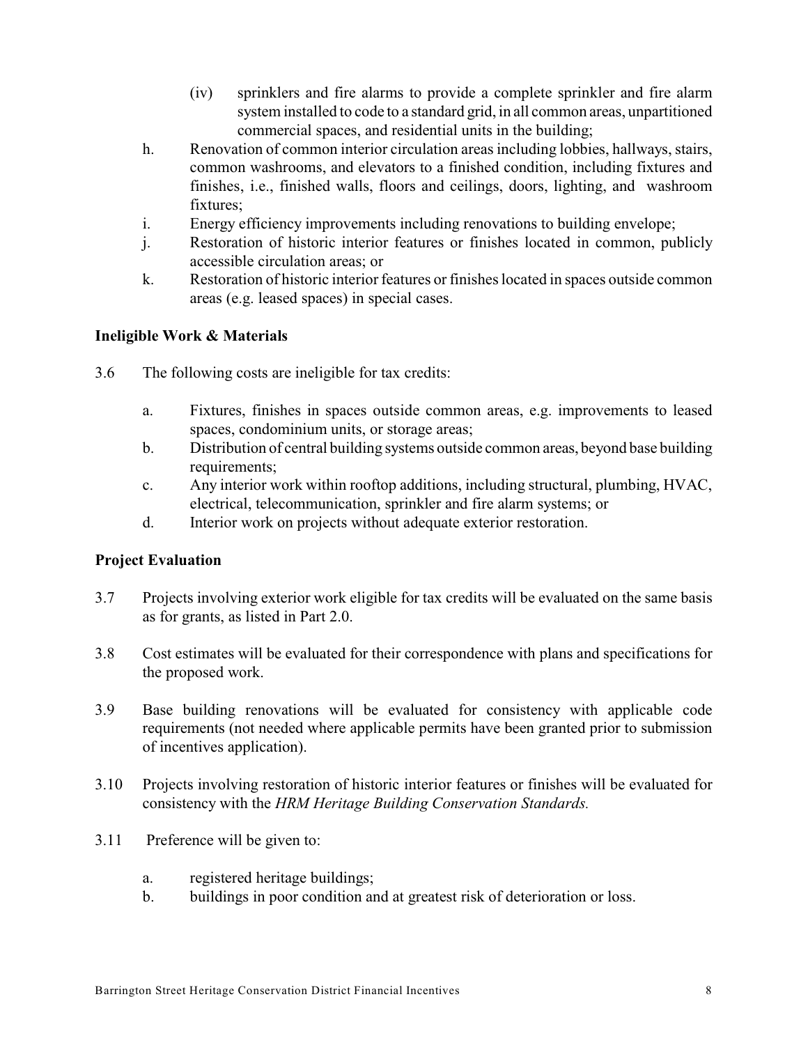(iv) sprinklers and fire alarms to provide a complete sprinkler and fire alarm system installed to code to a standard grid, in all common areas, unpartitioned commercial spaces, and residential units in the building;

h. Renovation of common interior circulation areas including lobbies, hallways, stairs, common washrooms, and elevators to a finished condition, including fixtures and finishes, i.e., finished walls, floors and ceilings, doors, lighting, and washroom fixtures;

i. Energy efficiency improvements including renovations to building envelope;

j. Restoration of historic interior features or finishes located in common, publicly accessible circulation areas; or

k. Restoration of historic interior features or finishes located in spaces outside common areas (e.g. leased spaces) in special cases.

**Ineligible Work & Materials**

3.6 The following costs are ineligible for tax credits:

a. Fixtures, finishes in spaces outside common areas, e.g. improvements to leased spaces, condominium units, or storage areas;

b. Distribution of central building systems outside common areas, beyond base building requirements;

c. Any interior work within rooftop additions, including structural, plumbing, HVAC, electrical, telecommunication, sprinkler and fire alarm systems; or

d. Interior work on projects without adequate exterior restoration.

**Project Evaluation**

3.7 Projects involving exterior work eligible for tax credits will be evaluated on the same basis as for grants, as listed in Part 2.0.

3.8 Cost estimates will be evaluated for their correspondence with plans and specifications for the proposed work.

3.9 Base building renovations will be evaluated for consistency with applicable code requirements (not needed where applicable permits have been granted prior to submission of incentives application).

3.10 Projects involving restoration of historic interior features or finishes will be evaluated for consistency with the *HRM Heritage Building Conservation Standards.*

3.11 Preference will be given to:

a. registered heritage buildings;

b. buildings in poor condition and at greatest risk of deterioration or loss.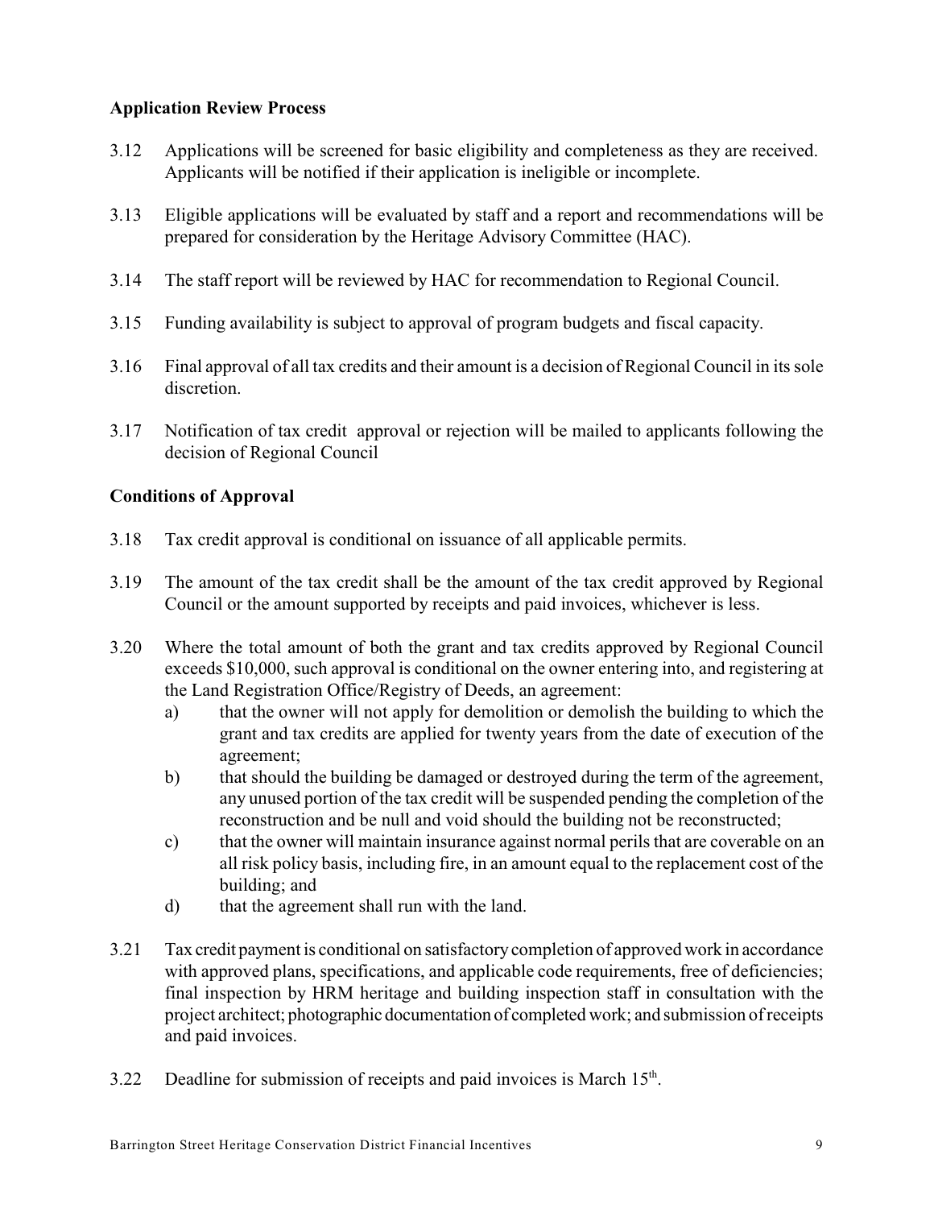### Application Review Process

3.12 Applications will be screened for basic eligibility and completeness as they are received. Applicants will be notified if their application is ineligible or incomplete.

3.13 Eligible applications will be evaluated by staff and a report and recommendations will be prepared for consideration by the Heritage Advisory Committee (HAC).

3.14 The staff report will be reviewed by HAC for recommendation to Regional Council.

3.15 Funding availability is subject to approval of program budgets and fiscal capacity.

3.16 Final approval of all tax credits and their amount is a decision of Regional Council in its sole discretion.

3.17 Notification of tax credit approval or rejection will be mailed to applicants following the decision of Regional Council

### Conditions of Approval

3.18 Tax credit approval is conditional on issuance of all applicable permits.

3.19 The amount of the tax credit shall be the amount of the tax credit approved by Regional Council or the amount supported by receipts and paid invoices, whichever is less.

3.20 Where the total amount of both the grant and tax credits approved by Regional Council exceeds $10,000, such approval is conditional on the owner entering into, and registering at the Land Registration Office/Registry of Deeds, an agreement:

a) that the owner will not apply for demolition or demolish the building to which the grant and tax credits are applied for twenty years from the date of execution of the agreement;

b) that should the building be damaged or destroyed during the term of the agreement, any unused portion of the tax credit will be suspended pending the completion of the reconstruction and be null and void should the building not be reconstructed;

c) that the owner will maintain insurance against normal perils that are coverable on an all risk policy basis, including fire, in an amount equal to the replacement cost of the building; and

d) that the agreement shall run with the land.

3.21 Tax credit payment is conditional on satisfactory completion of approved work in accordance with approved plans, specifications, and applicable code requirements, free of deficiencies; final inspection by HRM heritage and building inspection staff in consultation with the project architect; photographic documentation of completed work; and submission of receipts and paid invoices.

3.22 Deadline for submission of receipts and paid invoices is March 15th.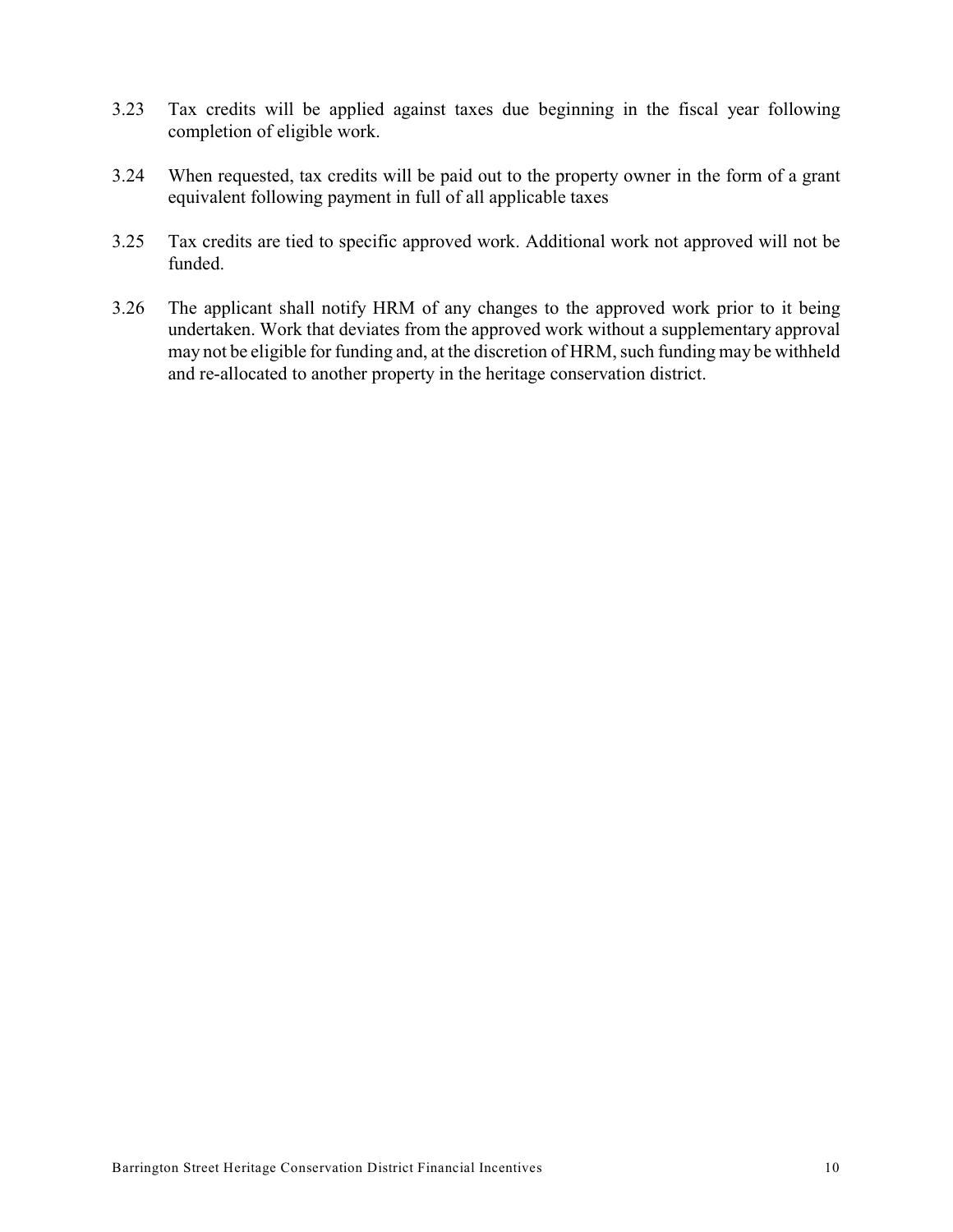3.23 Tax credits will be applied against taxes due beginning in the fiscal year following completion of eligible work.

3.24 When requested, tax credits will be paid out to the property owner in the form of a grant equivalent following payment in full of all applicable taxes

3.25 Tax credits are tied to specific approved work. Additional work not approved will not be funded.

3.26 The applicant shall notify HRM of any changes to the approved work prior to it being undertaken. Work that deviates from the approved work without a supplementary approval may not be eligible for funding and, at the discretion of HRM, such funding may be withheld and re-allocated to another property in the heritage conservation district.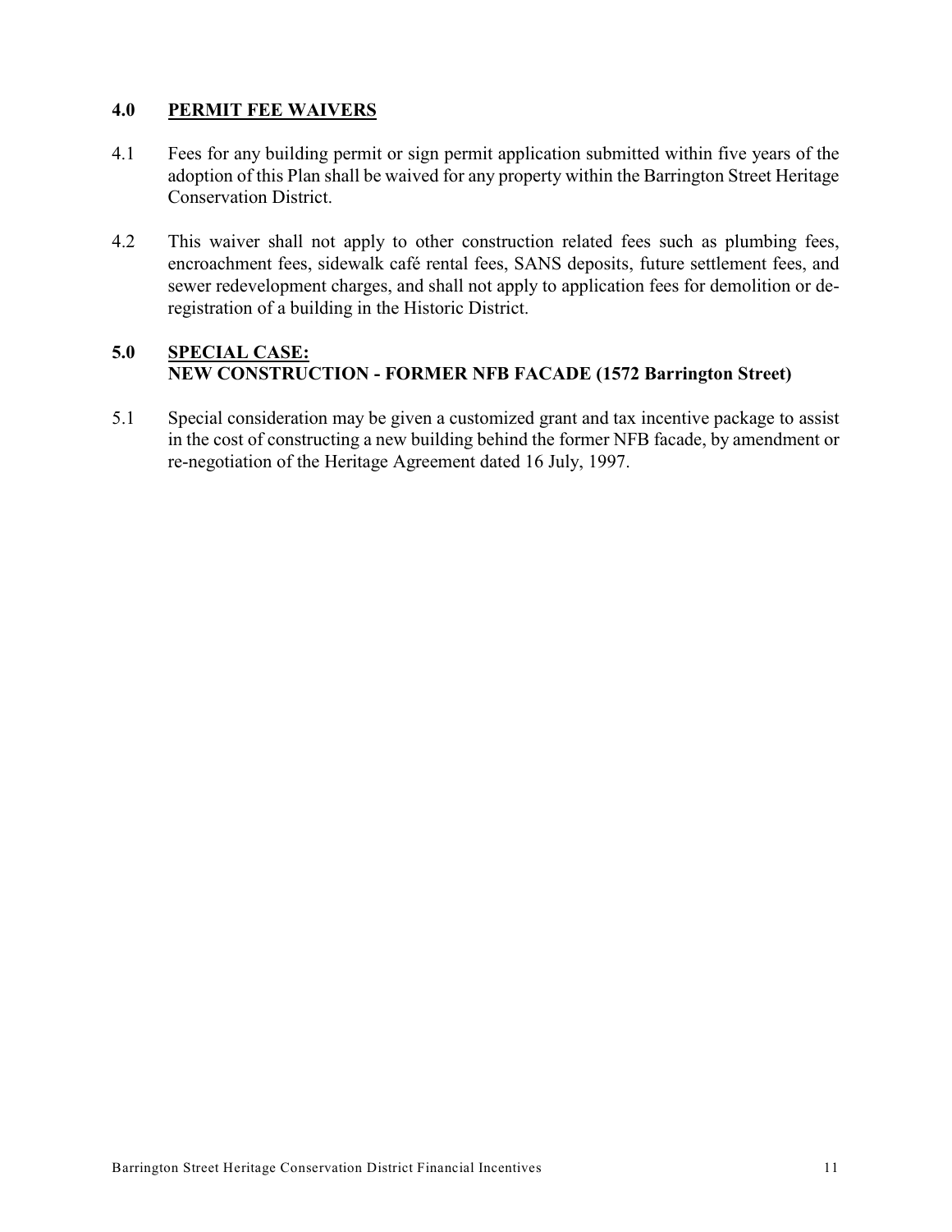## 4.0 PERMIT FEE WAIVERS

4.1 Fees for any building permit or sign permit application submitted within five years of the adoption of this Plan shall be waived for any property within the Barrington Street Heritage Conservation District.

4.2 This waiver shall not apply to other construction related fees such as plumbing fees, encroachment fees, sidewalk café rental fees, SANS deposits, future settlement fees, and sewer redevelopment charges, and shall not apply to application fees for demolition or de-registration of a building in the Historic District.

## 5.0 SPECIAL CASE: NEW CONSTRUCTION - FORMER NFB FACADE (1572 Barrington Street)

5.1 Special consideration may be given a customized grant and tax incentive package to assist in the cost of constructing a new building behind the former NFB facade, by amendment or re-negotiation of the Heritage Agreement dated 16 July, 1997.